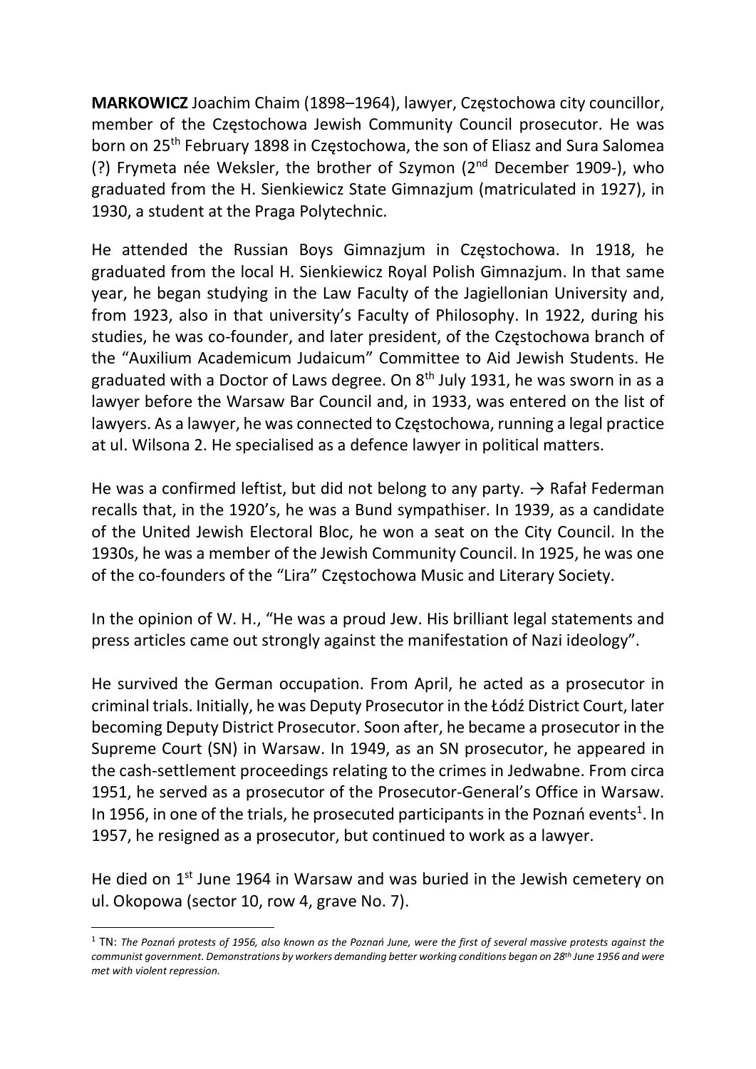**MARKOWICZ** Joachim Chaim (1898–1964), lawyer, Częstochowa city councillor, member of the Częstochowa Jewish Community Council prosecutor. He was born on 25th February 1898 in Częstochowa, the son of Eliasz and Sura Salomea (?) Frymeta née Weksler, the brother of Szymon (2nd December 1909-), who graduated from the H. Sienkiewicz State Gimnazjum (matriculated in 1927), in 1930, a student at the Praga Polytechnic.

He attended the Russian Boys Gimnazjum in Częstochowa. In 1918, he graduated from the local H. Sienkiewicz Royal Polish Gimnazjum. In that same year, he began studying in the Law Faculty of the Jagiellonian University and, from 1923, also in that university's Faculty of Philosophy. In 1922, during his studies, he was co-founder, and later president, of the Częstochowa branch of the "Auxilium Academicum Judaicum" Committee to Aid Jewish Students. He graduated with a Doctor of Laws degree. On 8th July 1931, he was sworn in as a lawyer before the Warsaw Bar Council and, in 1933, was entered on the list of lawyers. As a lawyer, he was connected to Częstochowa, running a legal practice at ul. Wilsona 2. He specialised as a defence lawyer in political matters.

He was a confirmed leftist, but did not belong to any party. → Rafał Federman recalls that, in the 1920's, he was a Bund sympathiser. In 1939, as a candidate of the United Jewish Electoral Bloc, he won a seat on the City Council. In the 1930s, he was a member of the Jewish Community Council. In 1925, he was one of the co-founders of the "Lira" Częstochowa Music and Literary Society.

In the opinion of W. H., "He was a proud Jew. His brilliant legal statements and press articles came out strongly against the manifestation of Nazi ideology".

He survived the German occupation. From April, he acted as a prosecutor in criminal trials. Initially, he was Deputy Prosecutor in the Łódź District Court, later becoming Deputy District Prosecutor. Soon after, he became a prosecutor in the Supreme Court (SN) in Warsaw. In 1949, as an SN prosecutor, he appeared in the cash-settlement proceedings relating to the crimes in Jedwabne. From circa 1951, he served as a prosecutor of the Prosecutor-General's Office in Warsaw. In 1956, in one of the trials, he prosecuted participants in the Poznań events[1]. In 1957, he resigned as a prosecutor, but continued to work as a lawyer.

He died on 1st June 1964 in Warsaw and was buried in the Jewish cemetery on ul. Okopowa (sector 10, row 4, grave No. 7).

---

[1] TN: *The Poznań protests of 1956, also known as the Poznań June, were the first of several massive protests against the communist government. Demonstrations by workers demanding better working conditions began on 28th June 1956 and were met with violent repression.*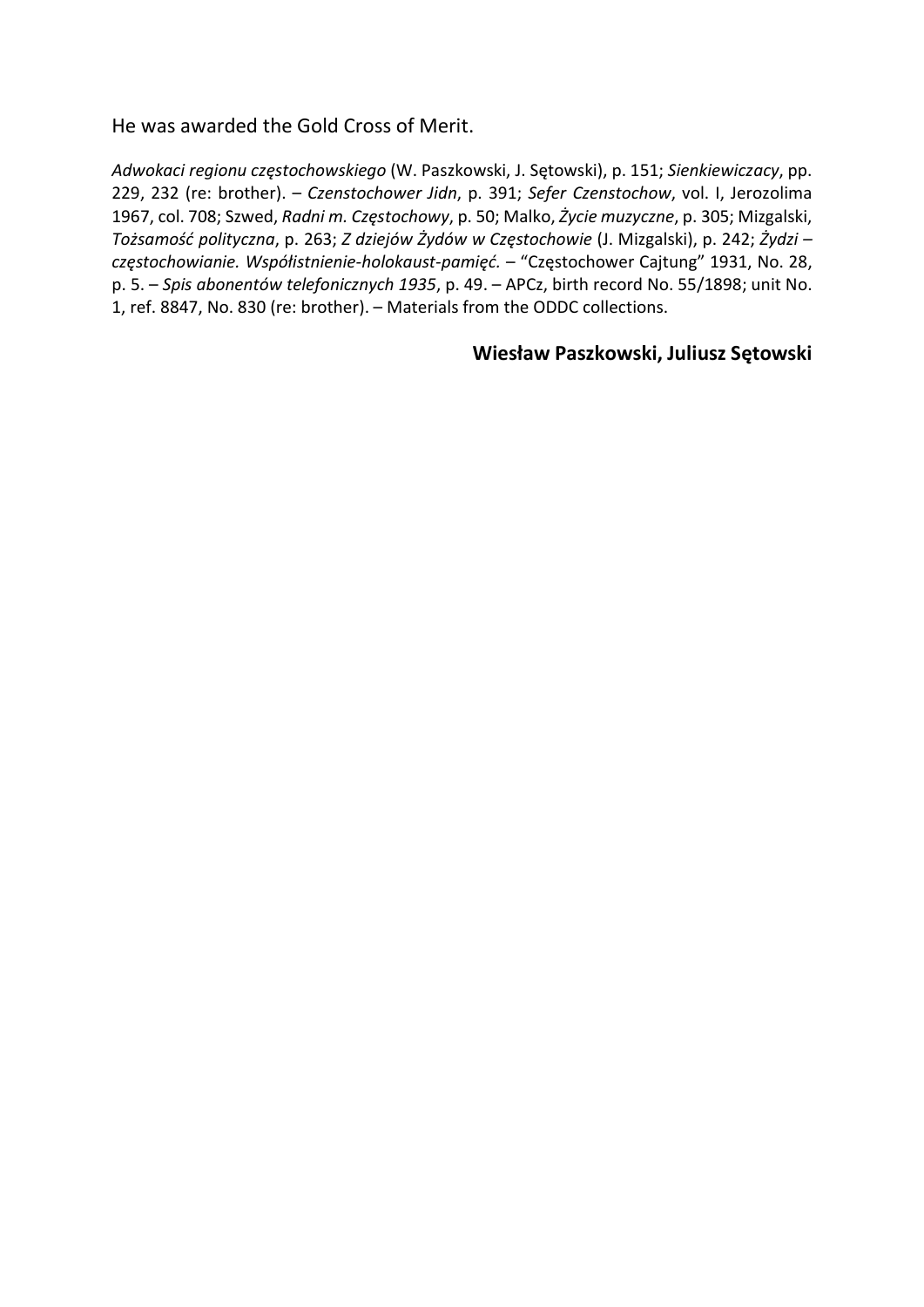He was awarded the Gold Cross of Merit.

*Adwokaci regionu częstochowskiego* (W. Paszkowski, J. Sętowski), p. 151; *Sienkiewiczacy*, pp. 229, 232 (re: brother). – *Czenstochower Jidn*, p. 391; *Sefer Czenstochow*, vol. I, Jerozolima 1967, col. 708; Szwed, *Radni m. Częstochowy*, p. 50; Malko, *Życie muzyczne*, p. 305; Mizgalski, *Tożsamość polityczna*, p. 263; *Z dziejów Żydów w Częstochowie* (J. Mizgalski), p. 242; *Żydzi – częstochowianie. Współistnienie-holokaust-pamięć.* – "Częstochower Cajtung" 1931, No. 28, p. 5. – *Spis abonentów telefonicznych 1935*, p. 49. – APCz, birth record No. 55/1898; unit No. 1, ref. 8847, No. 830 (re: brother). – Materials from the ODDC collections.

**Wiesław Paszkowski, Juliusz Sętowski**